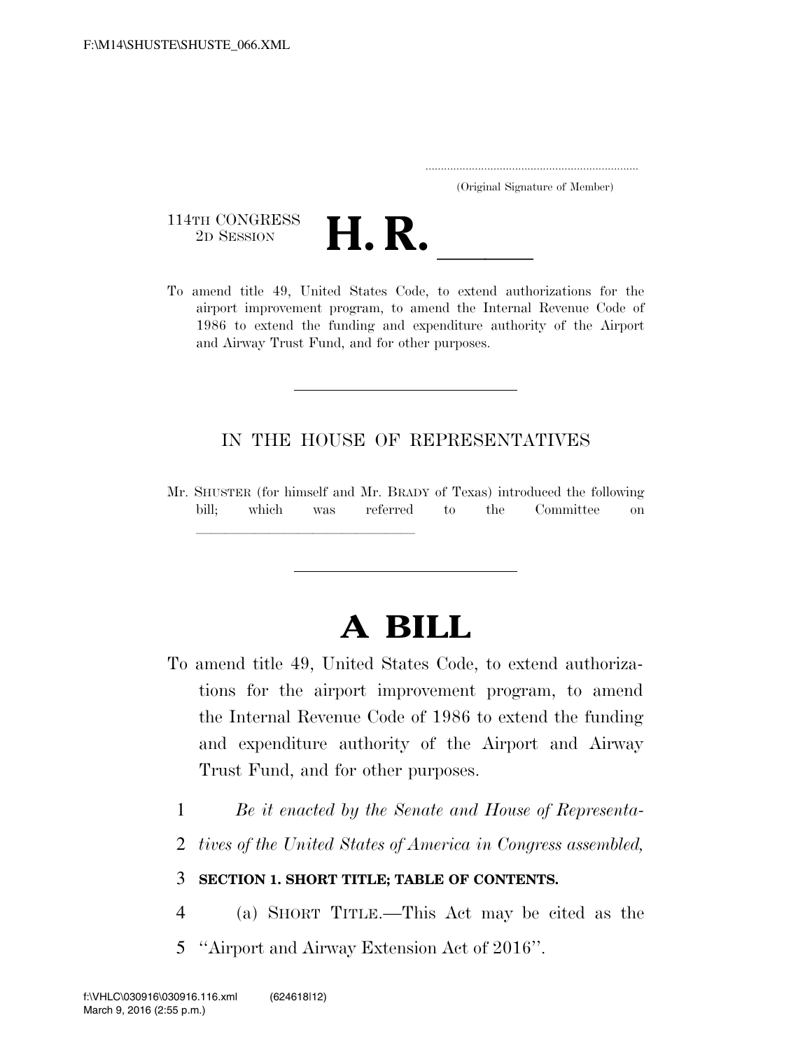(Original Signature of Member)

114TH CONGRESS
2D SESSION

# H. R. \_\_\_\_\_\_

To amend title 49, United States Code, to extend authorizations for the airport improvement program, to amend the Internal Revenue Code of 1986 to extend the funding and expenditure authority of the Airport and Airway Trust Fund, and for other purposes.

---

IN THE HOUSE OF REPRESENTATIVES

Mr. SHUSTER (for himself and Mr. BRADY of Texas) introduced the following bill; which was referred to the Committee on \_\_\_\_\_\_\_\_\_\_\_\_\_\_\_\_\_\_\_\_\_\_\_\_\_\_\_\_\_\_

---

# A BILL

To amend title 49, United States Code, to extend authorizations for the airport improvement program, to amend the Internal Revenue Code of 1986 to extend the funding and expenditure authority of the Airport and Airway Trust Fund, and for other purposes.

1 *Be it enacted by the Senate and House of Representa-*
2 *tives of the United States of America in Congress assembled,*

3 **SECTION 1. SHORT TITLE; TABLE OF CONTENTS.**

4 (a) SHORT TITLE.—This Act may be cited as the
5 "Airport and Airway Extension Act of 2016".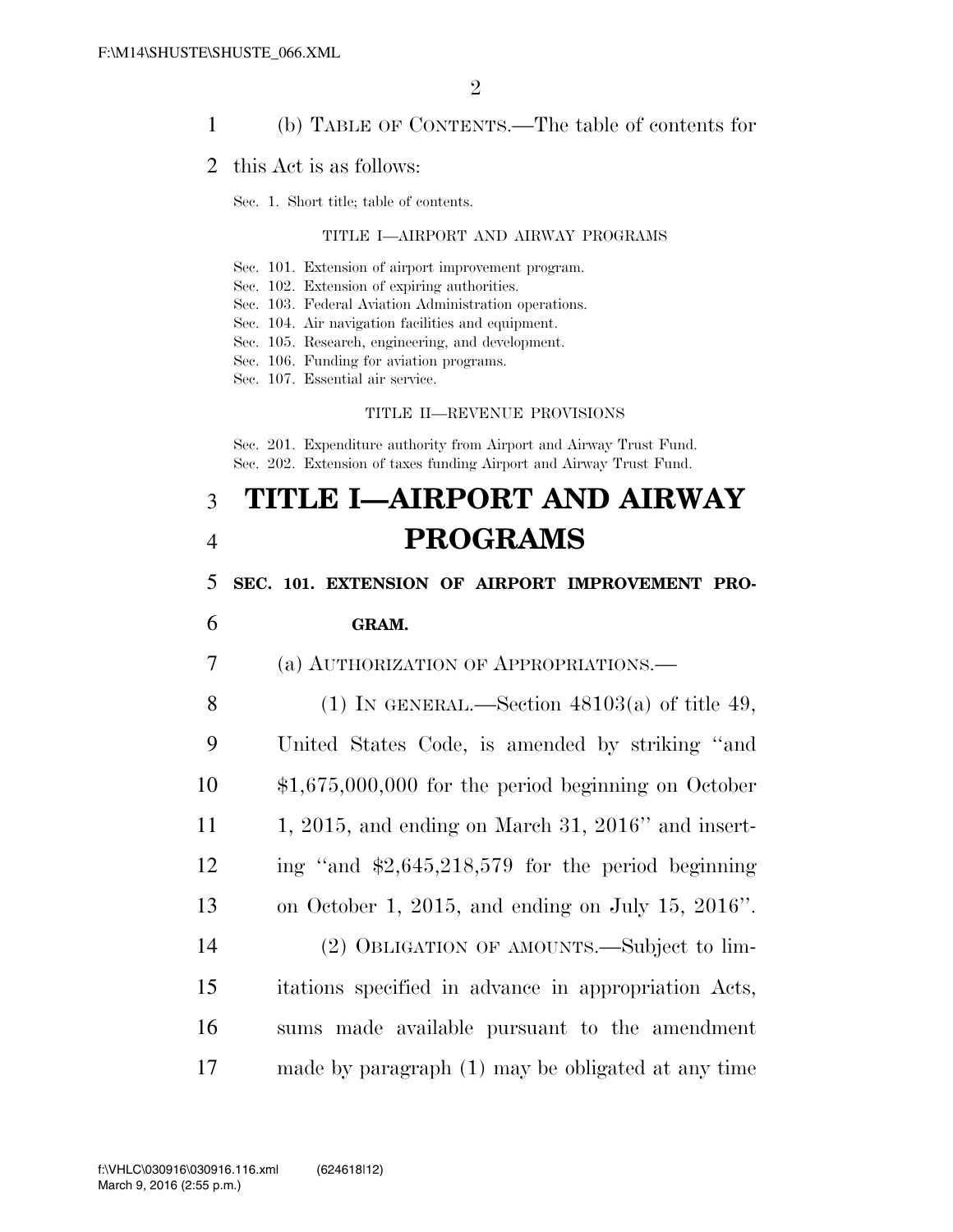(b) TABLE OF CONTENTS.—The table of contents for this Act is as follows:

Sec. 1. Short title; table of contents.

TITLE I—AIRPORT AND AIRWAY PROGRAMS

Sec. 101. Extension of airport improvement program.
Sec. 102. Extension of expiring authorities.
Sec. 103. Federal Aviation Administration operations.
Sec. 104. Air navigation facilities and equipment.
Sec. 105. Research, engineering, and development.
Sec. 106. Funding for aviation programs.
Sec. 107. Essential air service.

TITLE II—REVENUE PROVISIONS

Sec. 201. Expenditure authority from Airport and Airway Trust Fund.
Sec. 202. Extension of taxes funding Airport and Airway Trust Fund.

# TITLE I—AIRPORT AND AIRWAY PROGRAMS

**SEC. 101. EXTENSION OF AIRPORT IMPROVEMENT PROGRAM.**

(a) AUTHORIZATION OF APPROPRIATIONS.—

(1) IN GENERAL.—Section 48103(a) of title 49, United States Code, is amended by striking ''and $1,675,000,000 for the period beginning on October 1, 2015, and ending on March 31, 2016'' and inserting ''and $2,645,218,579 for the period beginning on October 1, 2015, and ending on July 15, 2016''.

(2) OBLIGATION OF AMOUNTS.—Subject to limitations specified in advance in appropriation Acts, sums made available pursuant to the amendment made by paragraph (1) may be obligated at any time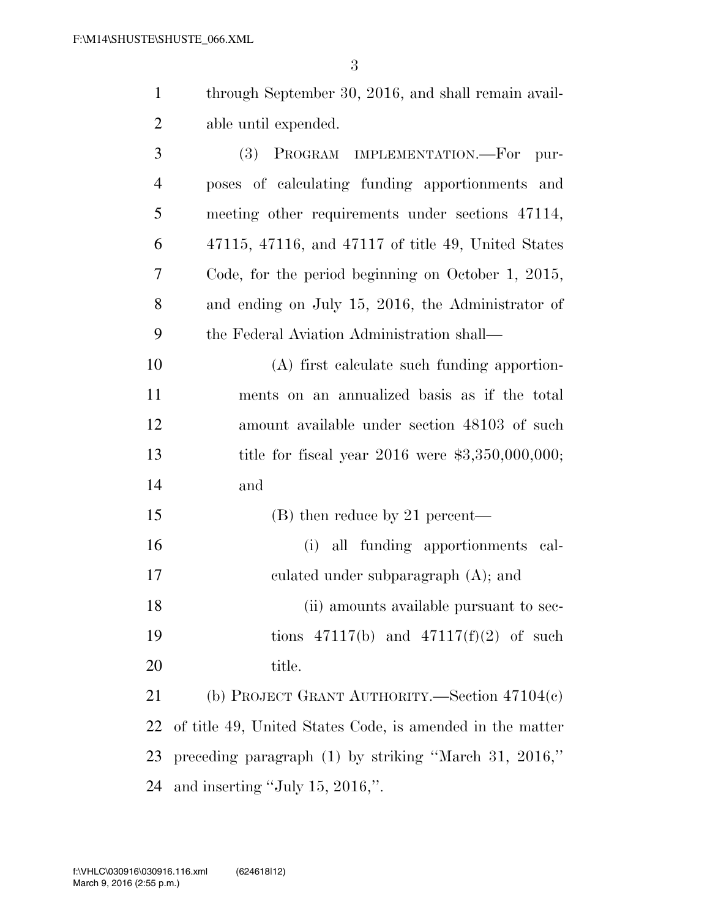through September 30, 2016, and shall remain available until expended.

(3) PROGRAM IMPLEMENTATION.—For purposes of calculating funding apportionments and meeting other requirements under sections 47114, 47115, 47116, and 47117 of title 49, United States Code, for the period beginning on October 1, 2015, and ending on July 15, 2016, the Administrator of the Federal Aviation Administration shall—

(A) first calculate such funding apportionments on an annualized basis as if the total amount available under section 48103 of such title for fiscal year 2016 were $3,350,000,000; and

(B) then reduce by 21 percent—

(i) all funding apportionments calculated under subparagraph (A); and

(ii) amounts available pursuant to sections 47117(b) and 47117(f)(2) of such title.

(b) PROJECT GRANT AUTHORITY.—Section 47104(c) of title 49, United States Code, is amended in the matter preceding paragraph (1) by striking "March 31, 2016," and inserting "July 15, 2016,".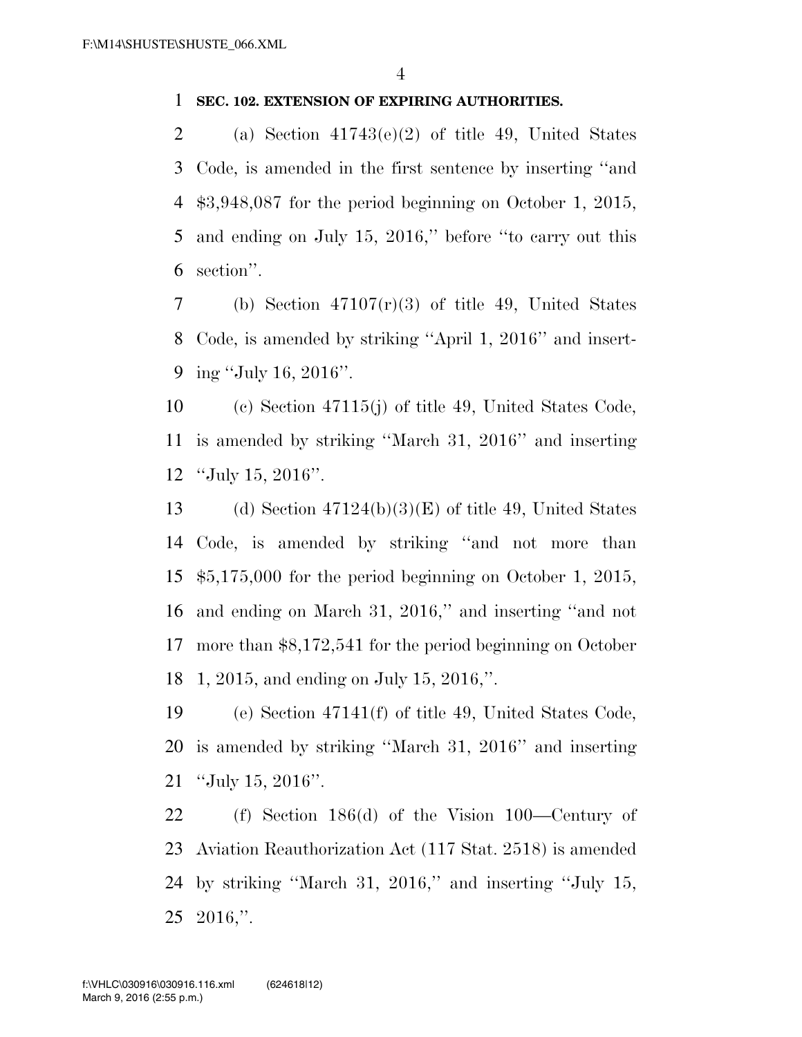**SEC. 102. EXTENSION OF EXPIRING AUTHORITIES.**

(a) Section 41743(e)(2) of title 49, United States Code, is amended in the first sentence by inserting ''and $3,948,087 for the period beginning on October 1, 2015, and ending on July 15, 2016,'' before ''to carry out this section''.

(b) Section 47107(r)(3) of title 49, United States Code, is amended by striking ''April 1, 2016'' and inserting ''July 16, 2016''.

(c) Section 47115(j) of title 49, United States Code, is amended by striking ''March 31, 2016'' and inserting ''July 15, 2016''.

(d) Section 47124(b)(3)(E) of title 49, United States Code, is amended by striking ''and not more than $5,175,000 for the period beginning on October 1, 2015, and ending on March 31, 2016,'' and inserting ''and not more than $8,172,541 for the period beginning on October 1, 2015, and ending on July 15, 2016,''.

(e) Section 47141(f) of title 49, United States Code, is amended by striking ''March 31, 2016'' and inserting ''July 15, 2016''.

(f) Section 186(d) of the Vision 100—Century of Aviation Reauthorization Act (117 Stat. 2518) is amended by striking ''March 31, 2016,'' and inserting ''July 15, 2016,''.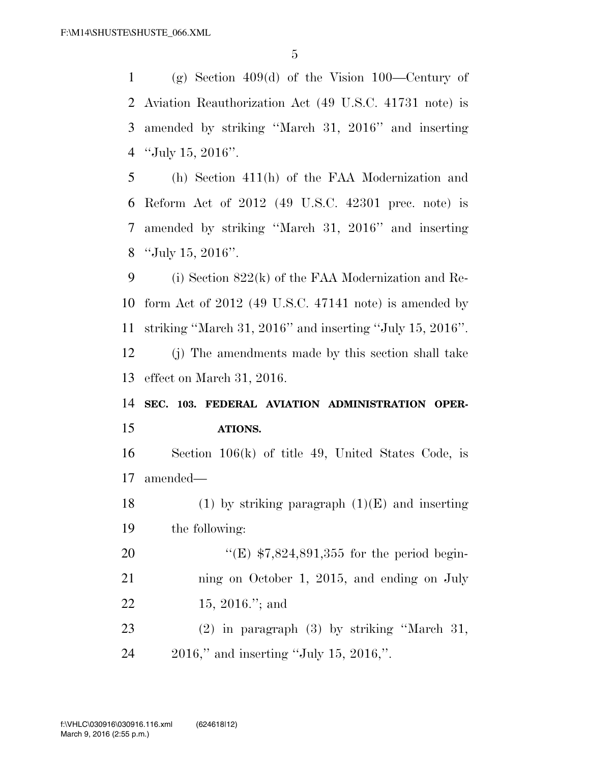(g) Section 409(d) of the Vision 100—Century of Aviation Reauthorization Act (49 U.S.C. 41731 note) is amended by striking ''March 31, 2016'' and inserting ''July 15, 2016''.

(h) Section 411(h) of the FAA Modernization and Reform Act of 2012 (49 U.S.C. 42301 prec. note) is amended by striking ''March 31, 2016'' and inserting ''July 15, 2016''.

(i) Section 822(k) of the FAA Modernization and Reform Act of 2012 (49 U.S.C. 47141 note) is amended by striking ''March 31, 2016'' and inserting ''July 15, 2016''.

(j) The amendments made by this section shall take effect on March 31, 2016.

**SEC. 103. FEDERAL AVIATION ADMINISTRATION OPERATIONS.**

Section 106(k) of title 49, United States Code, is amended—

(1) by striking paragraph (1)(E) and inserting the following:

''(E) $7,824,891,355 for the period beginning on October 1, 2015, and ending on July 15, 2016.''; and

(2) in paragraph (3) by striking ''March 31, 2016,'' and inserting ''July 15, 2016,''.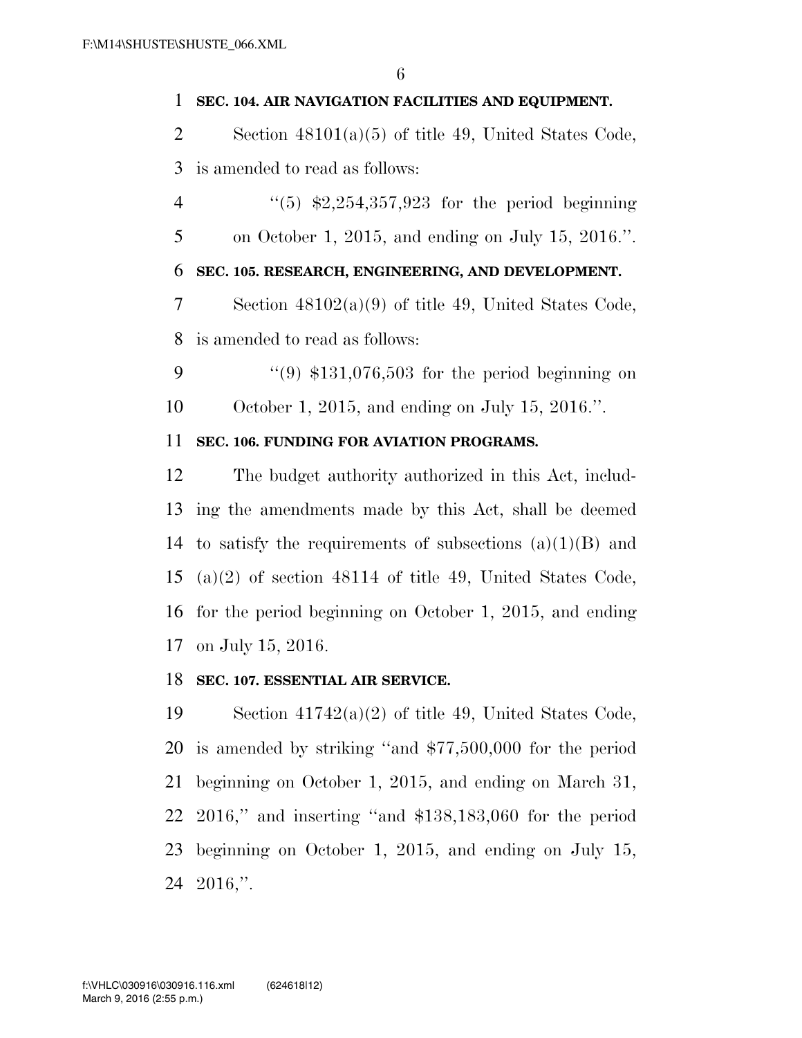**SEC. 104. AIR NAVIGATION FACILITIES AND EQUIPMENT.**

Section 48101(a)(5) of title 49, United States Code, is amended to read as follows:

"(5) $2,254,357,923 for the period beginning on October 1, 2015, and ending on July 15, 2016.".

**SEC. 105. RESEARCH, ENGINEERING, AND DEVELOPMENT.**

Section 48102(a)(9) of title 49, United States Code, is amended to read as follows:

"(9) $131,076,503 for the period beginning on October 1, 2015, and ending on July 15, 2016.".

**SEC. 106. FUNDING FOR AVIATION PROGRAMS.**

The budget authority authorized in this Act, including the amendments made by this Act, shall be deemed to satisfy the requirements of subsections (a)(1)(B) and (a)(2) of section 48114 of title 49, United States Code, for the period beginning on October 1, 2015, and ending on July 15, 2016.

**SEC. 107. ESSENTIAL AIR SERVICE.**

Section 41742(a)(2) of title 49, United States Code, is amended by striking "and $77,500,000 for the period beginning on October 1, 2015, and ending on March 31, 2016," and inserting "and $138,183,060 for the period beginning on October 1, 2015, and ending on July 15, 2016,".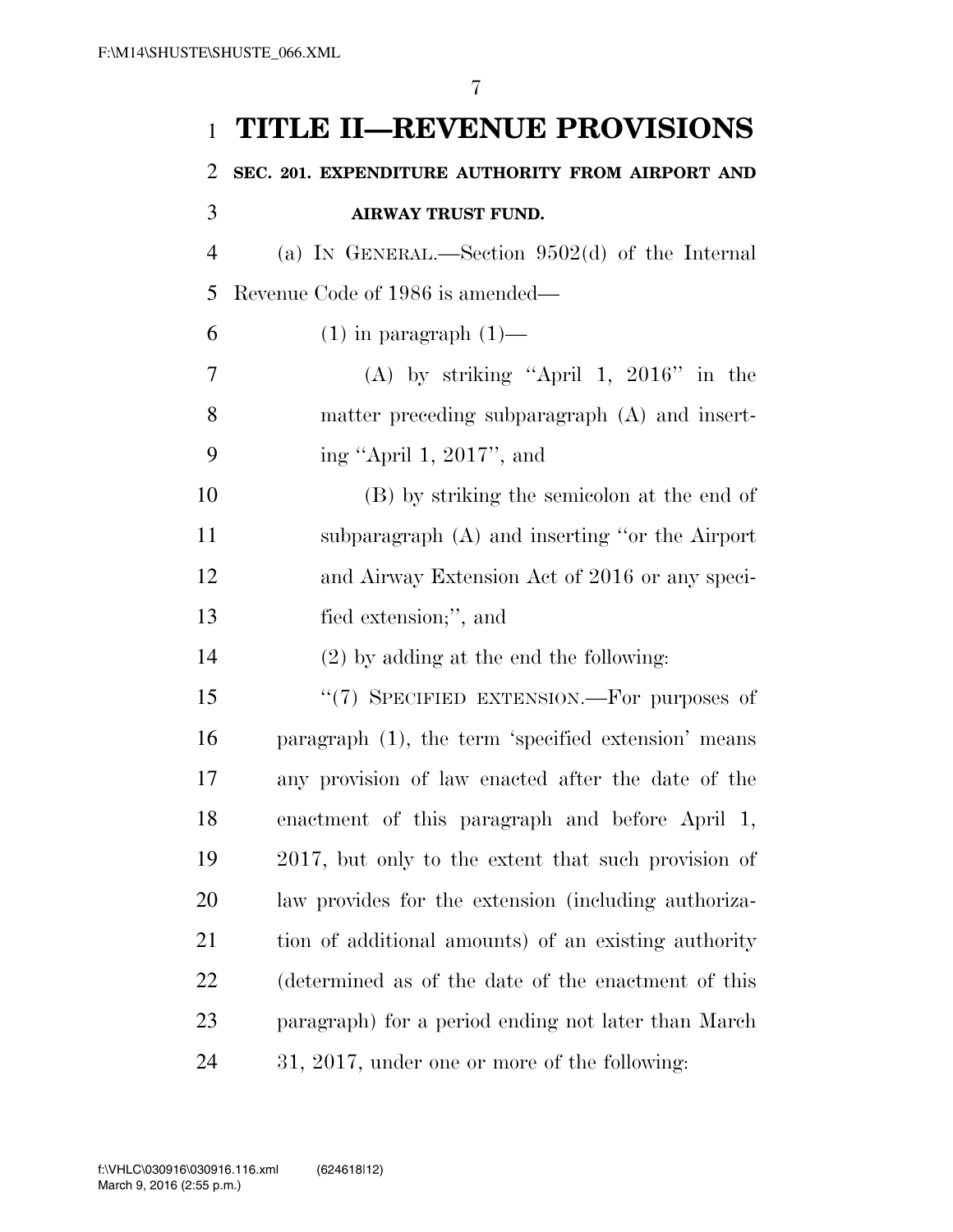# TITLE II—REVENUE PROVISIONS

## SEC. 201. EXPENDITURE AUTHORITY FROM AIRPORT AND AIRWAY TRUST FUND.

(a) IN GENERAL.—Section 9502(d) of the Internal Revenue Code of 1986 is amended—

(1) in paragraph (1)—

(A) by striking "April 1, 2016" in the matter preceding subparagraph (A) and inserting "April 1, 2017", and

(B) by striking the semicolon at the end of subparagraph (A) and inserting "or the Airport and Airway Extension Act of 2016 or any specified extension;", and

(2) by adding at the end the following:

"(7) SPECIFIED EXTENSION.—For purposes of paragraph (1), the term 'specified extension' means any provision of law enacted after the date of the enactment of this paragraph and before April 1, 2017, but only to the extent that such provision of law provides for the extension (including authorization of additional amounts) of an existing authority (determined as of the date of the enactment of this paragraph) for a period ending not later than March 31, 2017, under one or more of the following: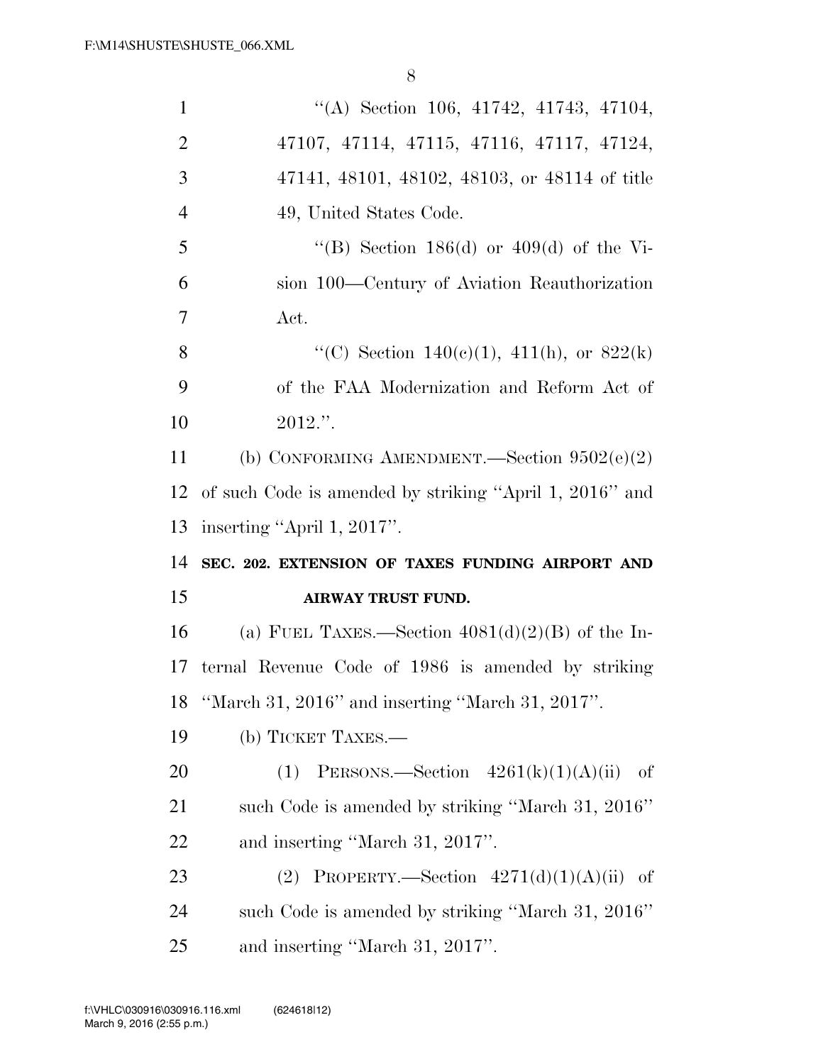"(A) Section 106, 41742, 41743, 47104, 47107, 47114, 47115, 47116, 47117, 47124, 47141, 48101, 48102, 48103, or 48114 of title 49, United States Code.

"(B) Section 186(d) or 409(d) of the Vision 100—Century of Aviation Reauthorization Act.

"(C) Section 140(c)(1), 411(h), or 822(k) of the FAA Modernization and Reform Act of 2012.".

(b) CONFORMING AMENDMENT.—Section 9502(e)(2) of such Code is amended by striking "April 1, 2016" and inserting "April 1, 2017".

**SEC. 202. EXTENSION OF TAXES FUNDING AIRPORT AND AIRWAY TRUST FUND.**

(a) FUEL TAXES.—Section 4081(d)(2)(B) of the Internal Revenue Code of 1986 is amended by striking "March 31, 2016" and inserting "March 31, 2017".

(b) TICKET TAXES.—

(1) PERSONS.—Section 4261(k)(1)(A)(ii) of such Code is amended by striking "March 31, 2016" and inserting "March 31, 2017".

(2) PROPERTY.—Section 4271(d)(1)(A)(ii) of such Code is amended by striking "March 31, 2016" and inserting "March 31, 2017".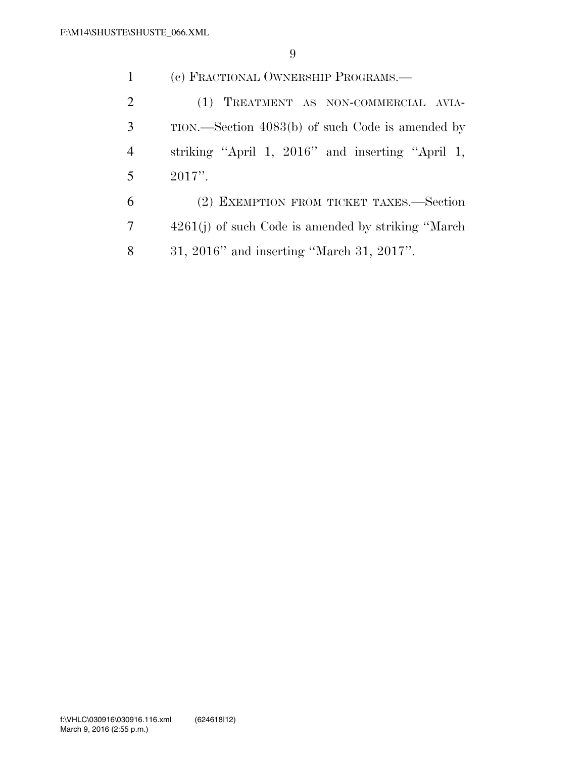(c) FRACTIONAL OWNERSHIP PROGRAMS.—

(1) TREATMENT AS NON-COMMERCIAL AVIATION.—Section 4083(b) of such Code is amended by striking ''April 1, 2016'' and inserting ''April 1, 2017''.

(2) EXEMPTION FROM TICKET TAXES.—Section 4261(j) of such Code is amended by striking ''March 31, 2016'' and inserting ''March 31, 2017''.